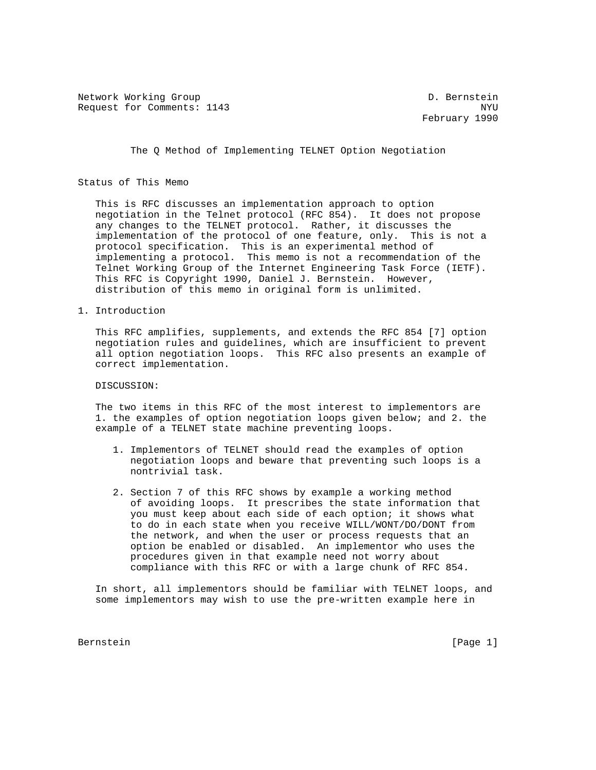Network Working Group                                        D. Bernstein
Request for Comments: 1143                                            NYU
                                                            February 1990

# The Q Method of Implementing TELNET Option Negotiation

## Status of This Memo

This is RFC discusses an implementation approach to option negotiation in the Telnet protocol (RFC 854). It does not propose any changes to the TELNET protocol. Rather, it discusses the implementation of the protocol of one feature, only. This is not a protocol specification. This is an experimental method of implementing a protocol. This memo is not a recommendation of the Telnet Working Group of the Internet Engineering Task Force (IETF). This RFC is Copyright 1990, Daniel J. Bernstein. However, distribution of this memo in original form is unlimited.

## 1. Introduction

This RFC amplifies, supplements, and extends the RFC 854 [7] option negotiation rules and guidelines, which are insufficient to prevent all option negotiation loops. This RFC also presents an example of correct implementation.

DISCUSSION:

The two items in this RFC of the most interest to implementors are 1. the examples of option negotiation loops given below; and 2. the example of a TELNET state machine preventing loops.

1. Implementors of TELNET should read the examples of option negotiation loops and beware that preventing such loops is a nontrivial task.

2. Section 7 of this RFC shows by example a working method of avoiding loops. It prescribes the state information that you must keep about each side of each option; it shows what to do in each state when you receive WILL/WONT/DO/DONT from the network, and when the user or process requests that an option be enabled or disabled. An implementor who uses the procedures given in that example need not worry about compliance with this RFC or with a large chunk of RFC 854.

In short, all implementors should be familiar with TELNET loops, and some implementors may wish to use the pre-written example here in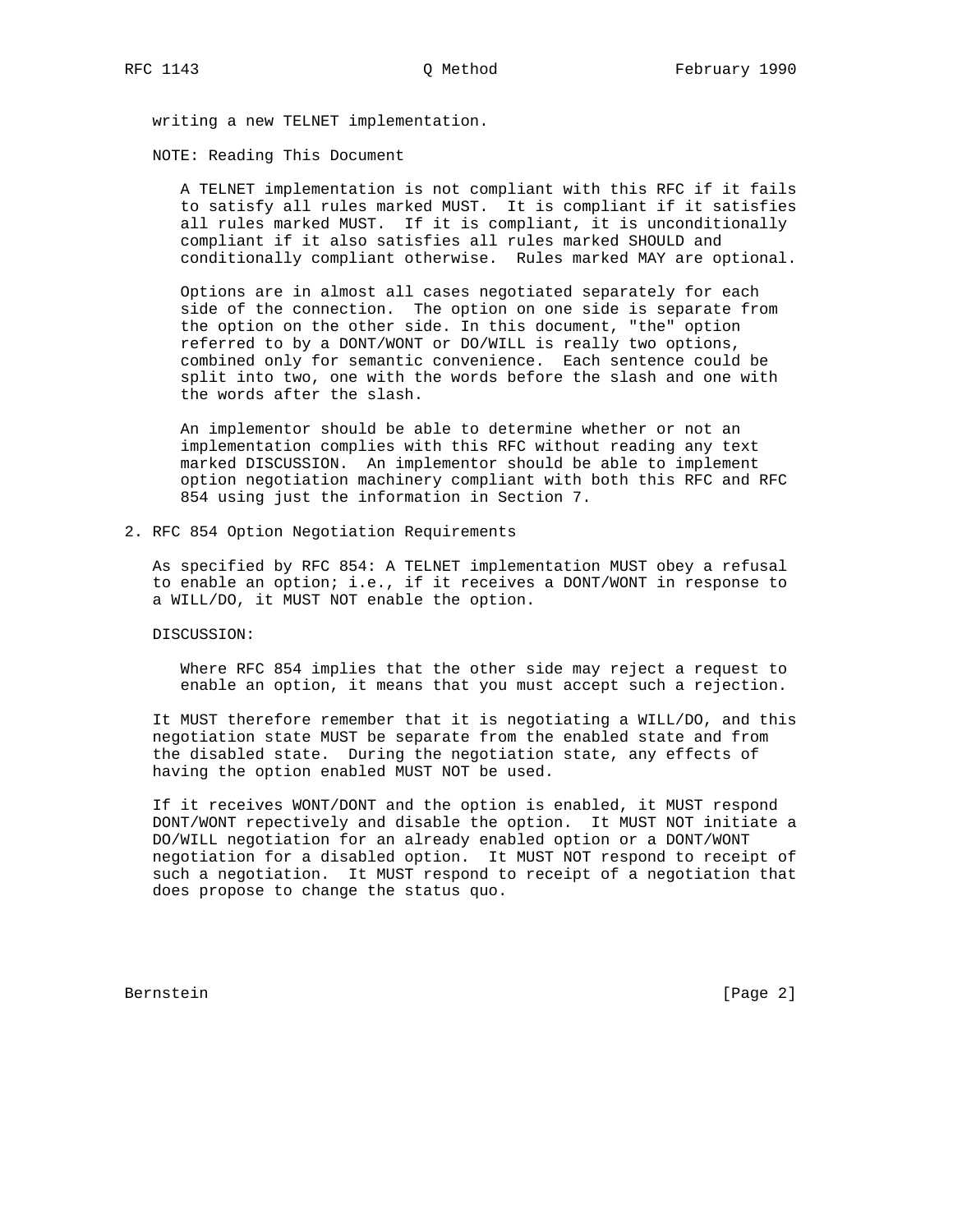writing a new TELNET implementation.

NOTE: Reading This Document

A TELNET implementation is not compliant with this RFC if it fails to satisfy all rules marked MUST. It is compliant if it satisfies all rules marked MUST. If it is compliant, it is unconditionally compliant if it also satisfies all rules marked SHOULD and conditionally compliant otherwise. Rules marked MAY are optional.

Options are in almost all cases negotiated separately for each side of the connection. The option on one side is separate from the option on the other side. In this document, "the" option referred to by a DONT/WONT or DO/WILL is really two options, combined only for semantic convenience. Each sentence could be split into two, one with the words before the slash and one with the words after the slash.

An implementor should be able to determine whether or not an implementation complies with this RFC without reading any text marked DISCUSSION. An implementor should be able to implement option negotiation machinery compliant with both this RFC and RFC 854 using just the information in Section 7.

## 2. RFC 854 Option Negotiation Requirements

As specified by RFC 854: A TELNET implementation MUST obey a refusal to enable an option; i.e., if it receives a DONT/WONT in response to a WILL/DO, it MUST NOT enable the option.

DISCUSSION:

Where RFC 854 implies that the other side may reject a request to enable an option, it means that you must accept such a rejection.

It MUST therefore remember that it is negotiating a WILL/DO, and this negotiation state MUST be separate from the enabled state and from the disabled state. During the negotiation state, any effects of having the option enabled MUST NOT be used.

If it receives WONT/DONT and the option is enabled, it MUST respond DONT/WONT repectively and disable the option. It MUST NOT initiate a DO/WILL negotiation for an already enabled option or a DONT/WONT negotiation for a disabled option. It MUST NOT respond to receipt of such a negotiation. It MUST respond to receipt of a negotiation that does propose to change the status quo.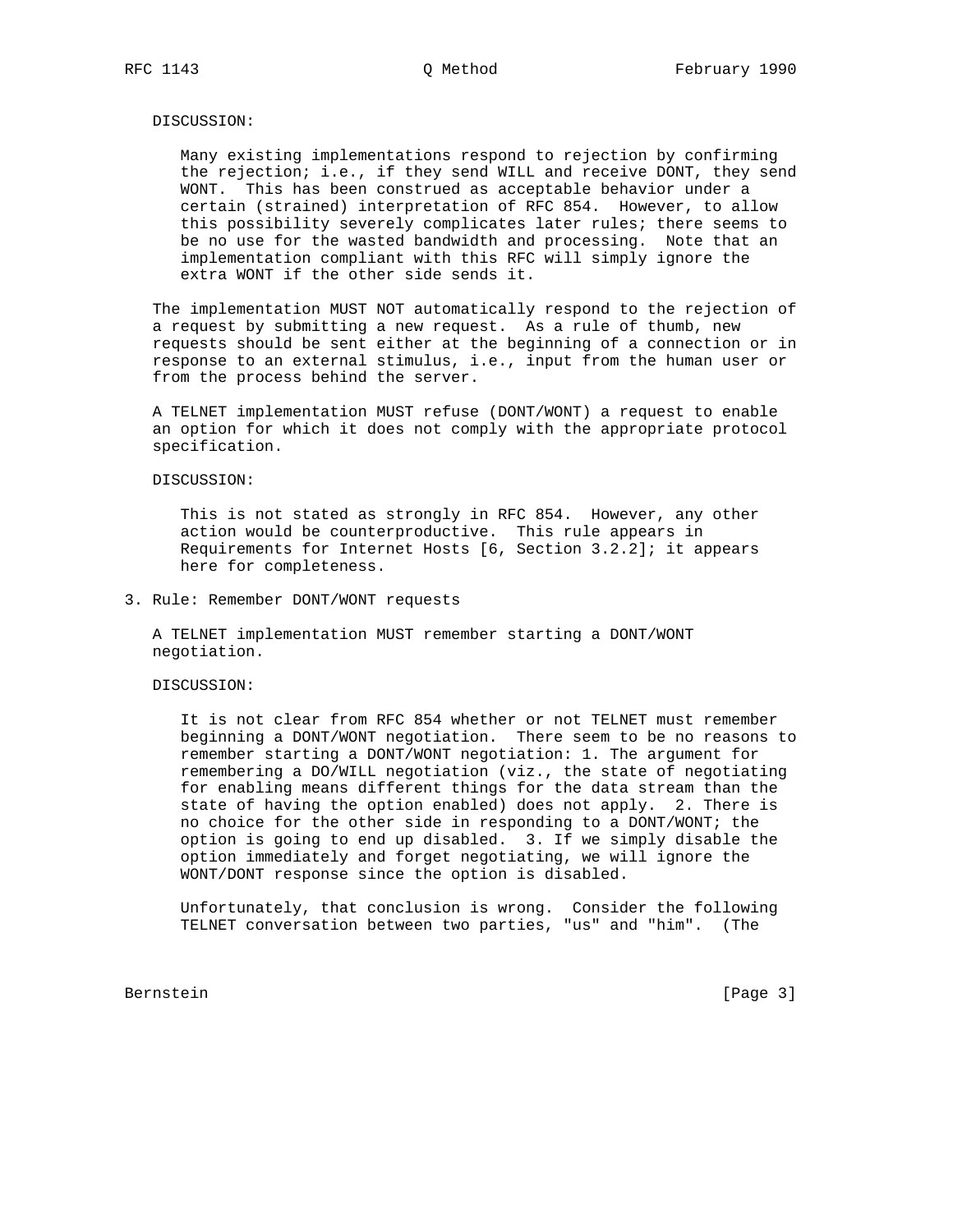DISCUSSION:

Many existing implementations respond to rejection by confirming the rejection; i.e., if they send WILL and receive DONT, they send WONT. This has been construed as acceptable behavior under a certain (strained) interpretation of RFC 854. However, to allow this possibility severely complicates later rules; there seems to be no use for the wasted bandwidth and processing. Note that an implementation compliant with this RFC will simply ignore the extra WONT if the other side sends it.

The implementation MUST NOT automatically respond to the rejection of a request by submitting a new request. As a rule of thumb, new requests should be sent either at the beginning of a connection or in response to an external stimulus, i.e., input from the human user or from the process behind the server.

A TELNET implementation MUST refuse (DONT/WONT) a request to enable an option for which it does not comply with the appropriate protocol specification.

DISCUSSION:

This is not stated as strongly in RFC 854. However, any other action would be counterproductive. This rule appears in Requirements for Internet Hosts [6, Section 3.2.2]; it appears here for completeness.

## 3. Rule: Remember DONT/WONT requests

A TELNET implementation MUST remember starting a DONT/WONT negotiation.

DISCUSSION:

It is not clear from RFC 854 whether or not TELNET must remember beginning a DONT/WONT negotiation. There seem to be no reasons to remember starting a DONT/WONT negotiation: 1. The argument for remembering a DO/WILL negotiation (viz., the state of negotiating for enabling means different things for the data stream than the state of having the option enabled) does not apply. 2. There is no choice for the other side in responding to a DONT/WONT; the option is going to end up disabled. 3. If we simply disable the option immediately and forget negotiating, we will ignore the WONT/DONT response since the option is disabled.

Unfortunately, that conclusion is wrong. Consider the following TELNET conversation between two parties, "us" and "him". (The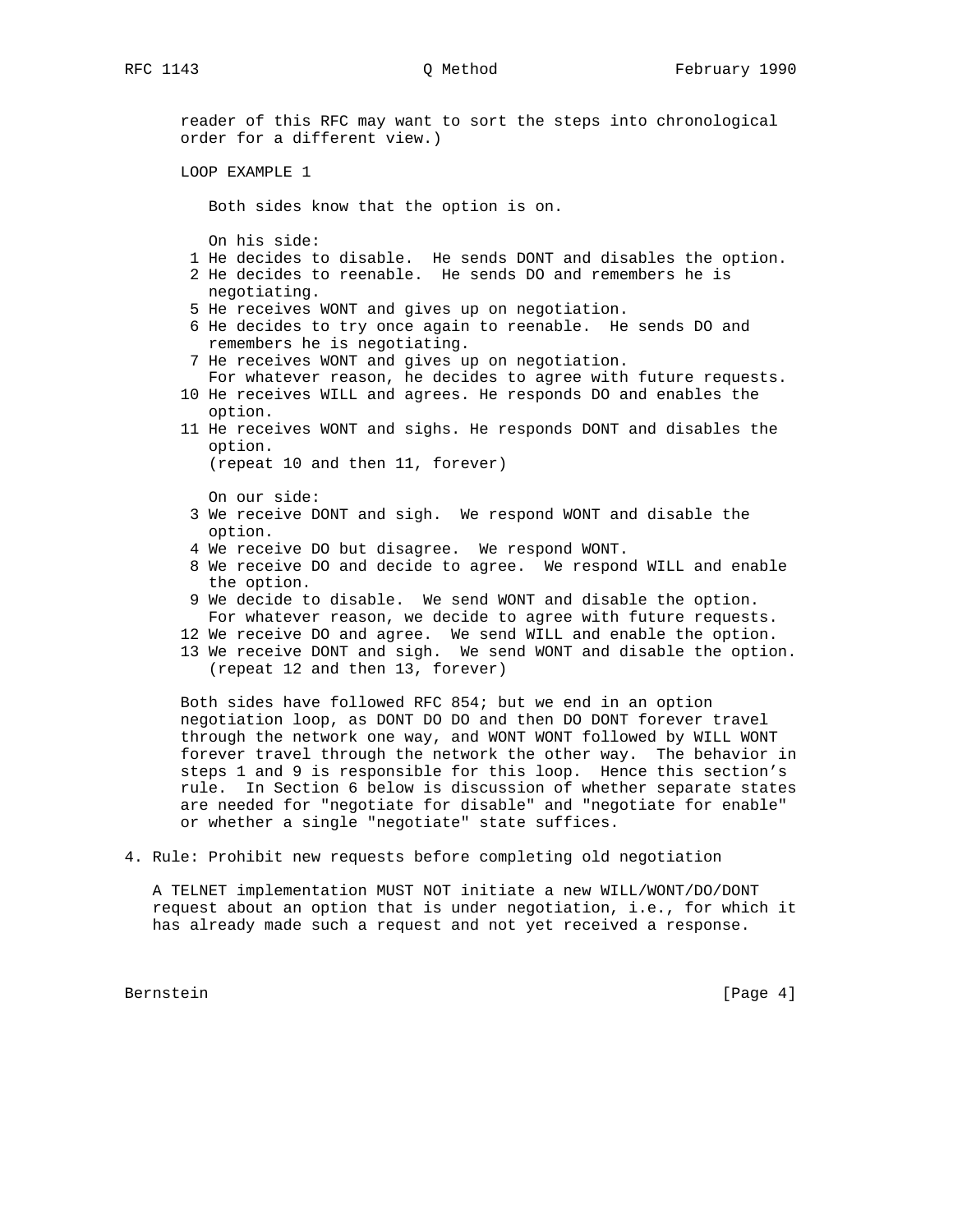reader of this RFC may want to sort the steps into chronological order for a different view.)

LOOP EXAMPLE 1

Both sides know that the option is on.

On his side:

```
 1 He decides to disable.  He sends DONT and disables the option.
 2 He decides to reenable.  He sends DO and remembers he is
   negotiating.
 5 He receives WONT and gives up on negotiation.
 6 He decides to try once again to reenable.  He sends DO and
   remembers he is negotiating.
 7 He receives WONT and gives up on negotiation.
   For whatever reason, he decides to agree with future requests.
10 He receives WILL and agrees. He responds DO and enables the
   option.
11 He receives WONT and sighs. He responds DONT and disables the
   option.
   (repeat 10 and then 11, forever)
```

On our side:

```
 3 We receive DONT and sigh.  We respond WONT and disable the
   option.
 4 We receive DO but disagree.  We respond WONT.
 8 We receive DO and decide to agree.  We respond WILL and enable
   the option.
 9 We decide to disable.  We send WONT and disable the option.
   For whatever reason, we decide to agree with future requests.
12 We receive DO and agree.  We send WILL and enable the option.
13 We receive DONT and sigh.  We send WONT and disable the option.
   (repeat 12 and then 13, forever)
```

Both sides have followed RFC 854; but we end in an option negotiation loop, as DONT DO DO and then DO DONT forever travel through the network one way, and WONT WONT followed by WILL WONT forever travel through the network the other way. The behavior in steps 1 and 9 is responsible for this loop. Hence this section's rule. In Section 6 below is discussion of whether separate states are needed for "negotiate for disable" and "negotiate for enable" or whether a single "negotiate" state suffices.

## 4. Rule: Prohibit new requests before completing old negotiation

A TELNET implementation MUST NOT initiate a new WILL/WONT/DO/DONT request about an option that is under negotiation, i.e., for which it has already made such a request and not yet received a response.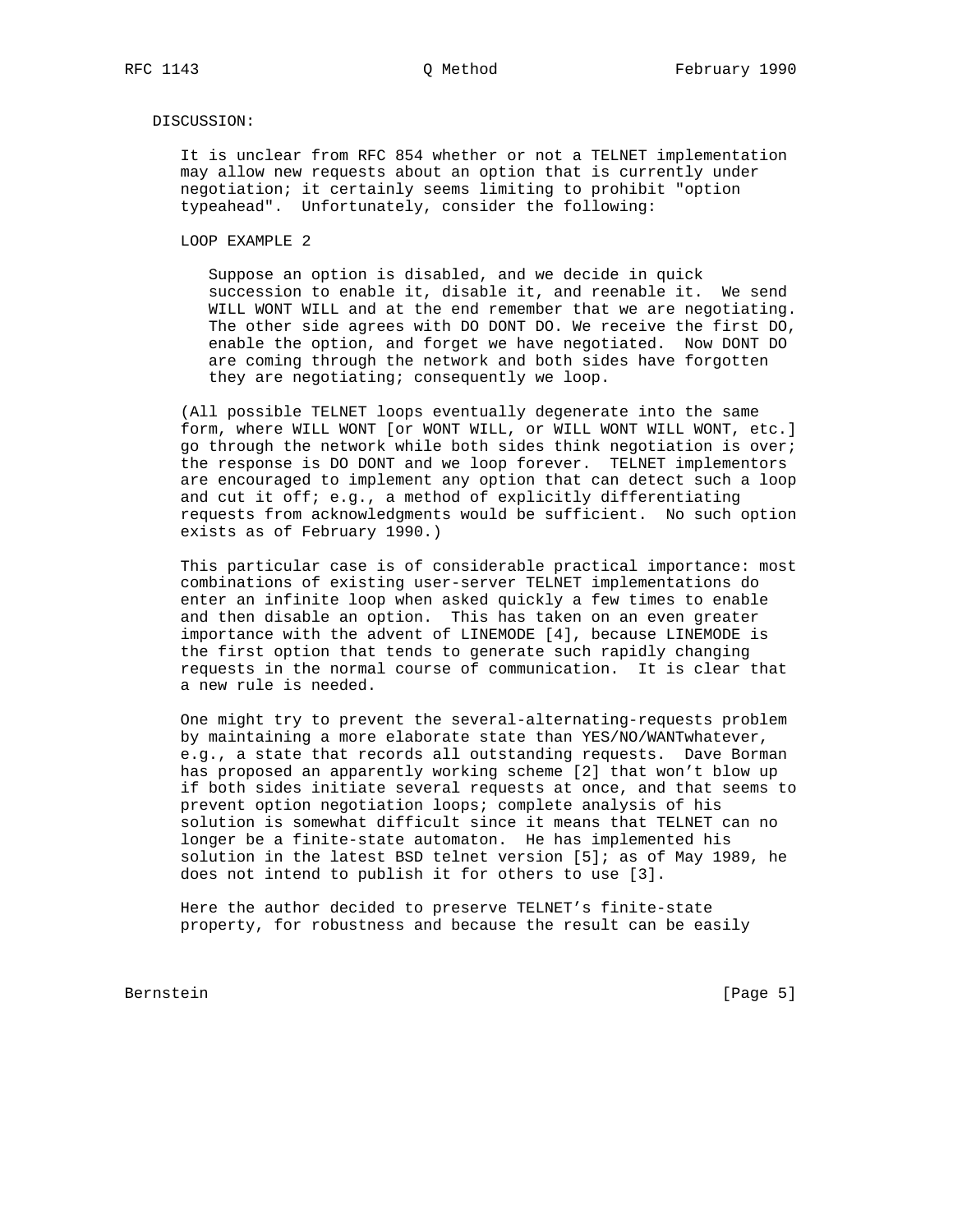DISCUSSION:

It is unclear from RFC 854 whether or not a TELNET implementation may allow new requests about an option that is currently under negotiation; it certainly seems limiting to prohibit "option typeahead". Unfortunately, consider the following:

LOOP EXAMPLE 2

Suppose an option is disabled, and we decide in quick succession to enable it, disable it, and reenable it. We send WILL WONT WILL and at the end remember that we are negotiating. The other side agrees with DO DONT DO. We receive the first DO, enable the option, and forget we have negotiated. Now DONT DO are coming through the network and both sides have forgotten they are negotiating; consequently we loop.

(All possible TELNET loops eventually degenerate into the same form, where WILL WONT [or WONT WILL, or WILL WONT WILL WONT, etc.] go through the network while both sides think negotiation is over; the response is DO DONT and we loop forever. TELNET implementors are encouraged to implement any option that can detect such a loop and cut it off; e.g., a method of explicitly differentiating requests from acknowledgments would be sufficient. No such option exists as of February 1990.)

This particular case is of considerable practical importance: most combinations of existing user-server TELNET implementations do enter an infinite loop when asked quickly a few times to enable and then disable an option. This has taken on an even greater importance with the advent of LINEMODE [4], because LINEMODE is the first option that tends to generate such rapidly changing requests in the normal course of communication. It is clear that a new rule is needed.

One might try to prevent the several-alternating-requests problem by maintaining a more elaborate state than YES/NO/WANTwhatever, e.g., a state that records all outstanding requests. Dave Borman has proposed an apparently working scheme [2] that won't blow up if both sides initiate several requests at once, and that seems to prevent option negotiation loops; complete analysis of his solution is somewhat difficult since it means that TELNET can no longer be a finite-state automaton. He has implemented his solution in the latest BSD telnet version [5]; as of May 1989, he does not intend to publish it for others to use [3].

Here the author decided to preserve TELNET's finite-state property, for robustness and because the result can be easily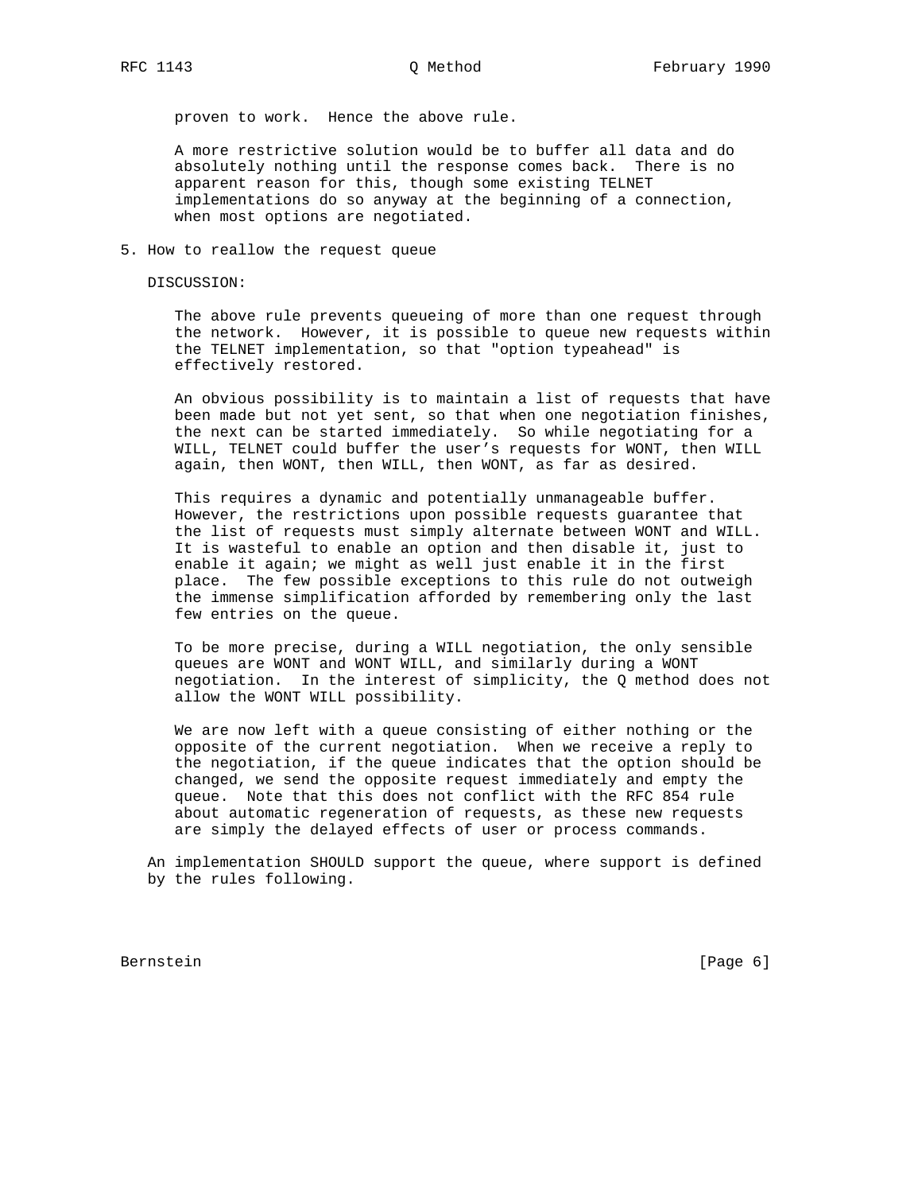proven to work.  Hence the above rule.

A more restrictive solution would be to buffer all data and do absolutely nothing until the response comes back.  There is no apparent reason for this, though some existing TELNET implementations do so anyway at the beginning of a connection, when most options are negotiated.

## 5. How to reallow the request queue

DISCUSSION:

The above rule prevents queueing of more than one request through the network.  However, it is possible to queue new requests within the TELNET implementation, so that "option typeahead" is effectively restored.

An obvious possibility is to maintain a list of requests that have been made but not yet sent, so that when one negotiation finishes, the next can be started immediately.  So while negotiating for a WILL, TELNET could buffer the user's requests for WONT, then WILL again, then WONT, then WILL, then WONT, as far as desired.

This requires a dynamic and potentially unmanageable buffer. However, the restrictions upon possible requests guarantee that the list of requests must simply alternate between WONT and WILL. It is wasteful to enable an option and then disable it, just to enable it again; we might as well just enable it in the first place.  The few possible exceptions to this rule do not outweigh the immense simplification afforded by remembering only the last few entries on the queue.

To be more precise, during a WILL negotiation, the only sensible queues are WONT and WONT WILL, and similarly during a WONT negotiation.  In the interest of simplicity, the Q method does not allow the WONT WILL possibility.

We are now left with a queue consisting of either nothing or the opposite of the current negotiation.  When we receive a reply to the negotiation, if the queue indicates that the option should be changed, we send the opposite request immediately and empty the queue.  Note that this does not conflict with the RFC 854 rule about automatic regeneration of requests, as these new requests are simply the delayed effects of user or process commands.

An implementation SHOULD support the queue, where support is defined by the rules following.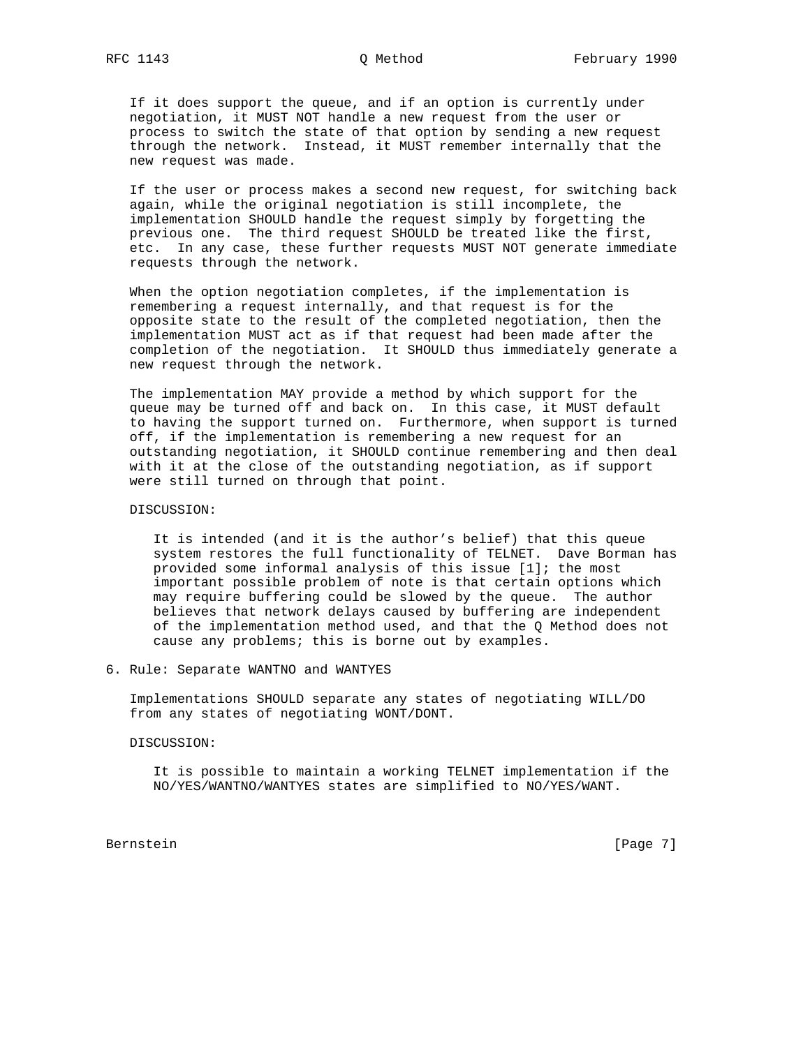If it does support the queue, and if an option is currently under negotiation, it MUST NOT handle a new request from the user or process to switch the state of that option by sending a new request through the network. Instead, it MUST remember internally that the new request was made.

If the user or process makes a second new request, for switching back again, while the original negotiation is still incomplete, the implementation SHOULD handle the request simply by forgetting the previous one. The third request SHOULD be treated like the first, etc. In any case, these further requests MUST NOT generate immediate requests through the network.

When the option negotiation completes, if the implementation is remembering a request internally, and that request is for the opposite state to the result of the completed negotiation, then the implementation MUST act as if that request had been made after the completion of the negotiation. It SHOULD thus immediately generate a new request through the network.

The implementation MAY provide a method by which support for the queue may be turned off and back on. In this case, it MUST default to having the support turned on. Furthermore, when support is turned off, if the implementation is remembering a new request for an outstanding negotiation, it SHOULD continue remembering and then deal with it at the close of the outstanding negotiation, as if support were still turned on through that point.

DISCUSSION:

It is intended (and it is the author's belief) that this queue system restores the full functionality of TELNET. Dave Borman has provided some informal analysis of this issue [1]; the most important possible problem of note is that certain options which may require buffering could be slowed by the queue. The author believes that network delays caused by buffering are independent of the implementation method used, and that the Q Method does not cause any problems; this is borne out by examples.

## 6. Rule: Separate WANTNO and WANTYES

Implementations SHOULD separate any states of negotiating WILL/DO from any states of negotiating WONT/DONT.

DISCUSSION:

It is possible to maintain a working TELNET implementation if the NO/YES/WANTNO/WANTYES states are simplified to NO/YES/WANT.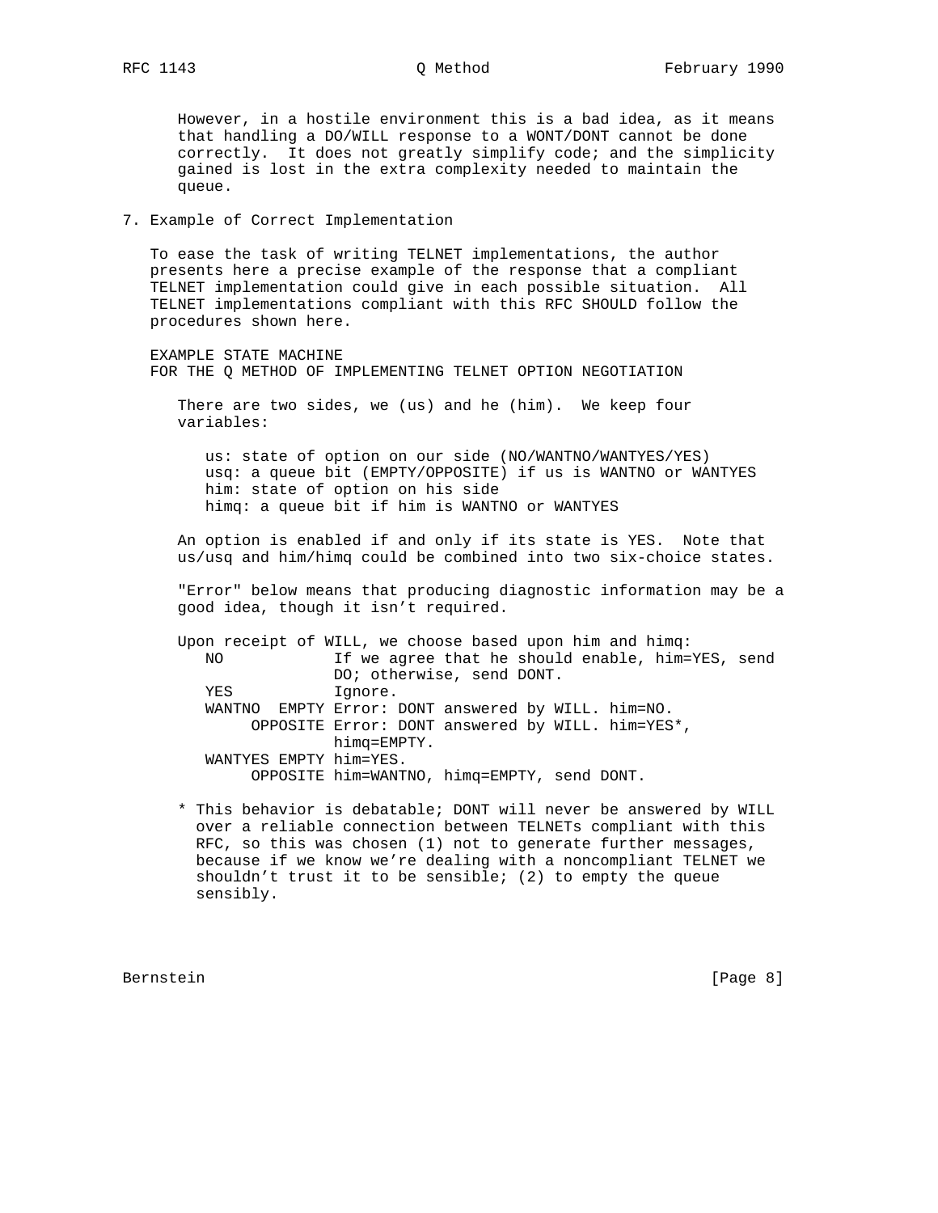However, in a hostile environment this is a bad idea, as it means that handling a DO/WILL response to a WONT/DONT cannot be done correctly. It does not greatly simplify code; and the simplicity gained is lost in the extra complexity needed to maintain the queue.

## 7. Example of Correct Implementation

To ease the task of writing TELNET implementations, the author presents here a precise example of the response that a compliant TELNET implementation could give in each possible situation. All TELNET implementations compliant with this RFC SHOULD follow the procedures shown here.

EXAMPLE STATE MACHINE
FOR THE Q METHOD OF IMPLEMENTING TELNET OPTION NEGOTIATION

There are two sides, we (us) and he (him). We keep four variables:

```
us: state of option on our side (NO/WANTNO/WANTYES/YES)
usq: a queue bit (EMPTY/OPPOSITE) if us is WANTNO or WANTYES
him: state of option on his side
himq: a queue bit if him is WANTNO or WANTYES
```

An option is enabled if and only if its state is YES. Note that us/usq and him/himq could be combined into two six-choice states.

"Error" below means that producing diagnostic information may be a good idea, though it isn't required.

```
Upon receipt of WILL, we choose based upon him and himq:
   NO            If we agree that he should enable, him=YES, send
                 DO; otherwise, send DONT.
   YES           Ignore.
   WANTNO  EMPTY Error: DONT answered by WILL. him=NO.
        OPPOSITE Error: DONT answered by WILL. him=YES*,
                 himq=EMPTY.
   WANTYES EMPTY him=YES.
        OPPOSITE him=WANTNO, himq=EMPTY, send DONT.
```

* This behavior is debatable; DONT will never be answered by WILL over a reliable connection between TELNETs compliant with this RFC, so this was chosen (1) not to generate further messages, because if we know we're dealing with a noncompliant TELNET we shouldn't trust it to be sensible; (2) to empty the queue sensibly.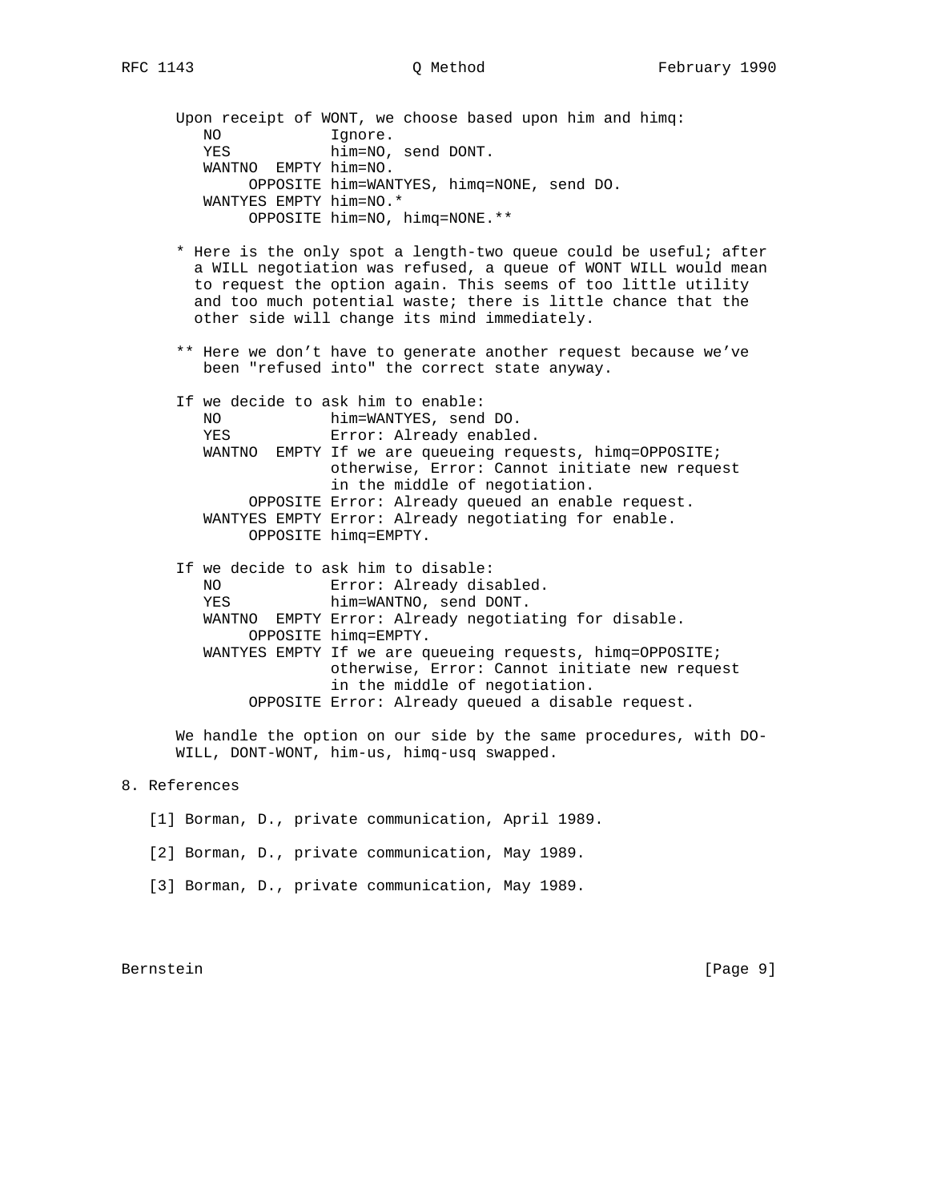Upon receipt of WONT, we choose based upon him and himq:

```
   NO            Ignore.
   YES           him=NO, send DONT.
   WANTNO  EMPTY him=NO.
        OPPOSITE him=WANTYES, himq=NONE, send DO.
   WANTYES EMPTY him=NO.*
        OPPOSITE him=NO, himq=NONE.**
```

\* Here is the only spot a length-two queue could be useful; after a WILL negotiation was refused, a queue of WONT WILL would mean to request the option again. This seems of too little utility and too much potential waste; there is little chance that the other side will change its mind immediately.

\*\* Here we don’t have to generate another request because we’ve been "refused into" the correct state anyway.

If we decide to ask him to enable:

```
   NO            him=WANTYES, send DO.
   YES           Error: Already enabled.
   WANTNO  EMPTY If we are queueing requests, himq=OPPOSITE;
                 otherwise, Error: Cannot initiate new request
                 in the middle of negotiation.
        OPPOSITE Error: Already queued an enable request.
   WANTYES EMPTY Error: Already negotiating for enable.
        OPPOSITE himq=EMPTY.
```

If we decide to ask him to disable:

```
   NO            Error: Already disabled.
   YES           him=WANTNO, send DONT.
   WANTNO  EMPTY Error: Already negotiating for disable.
        OPPOSITE himq=EMPTY.
   WANTYES EMPTY If we are queueing requests, himq=OPPOSITE;
                 otherwise, Error: Cannot initiate new request
                 in the middle of negotiation.
        OPPOSITE Error: Already queued a disable request.
```

We handle the option on our side by the same procedures, with DO-WILL, DONT-WONT, him-us, himq-usq swapped.

## 8. References

[1] Borman, D., private communication, April 1989.

[2] Borman, D., private communication, May 1989.

[3] Borman, D., private communication, May 1989.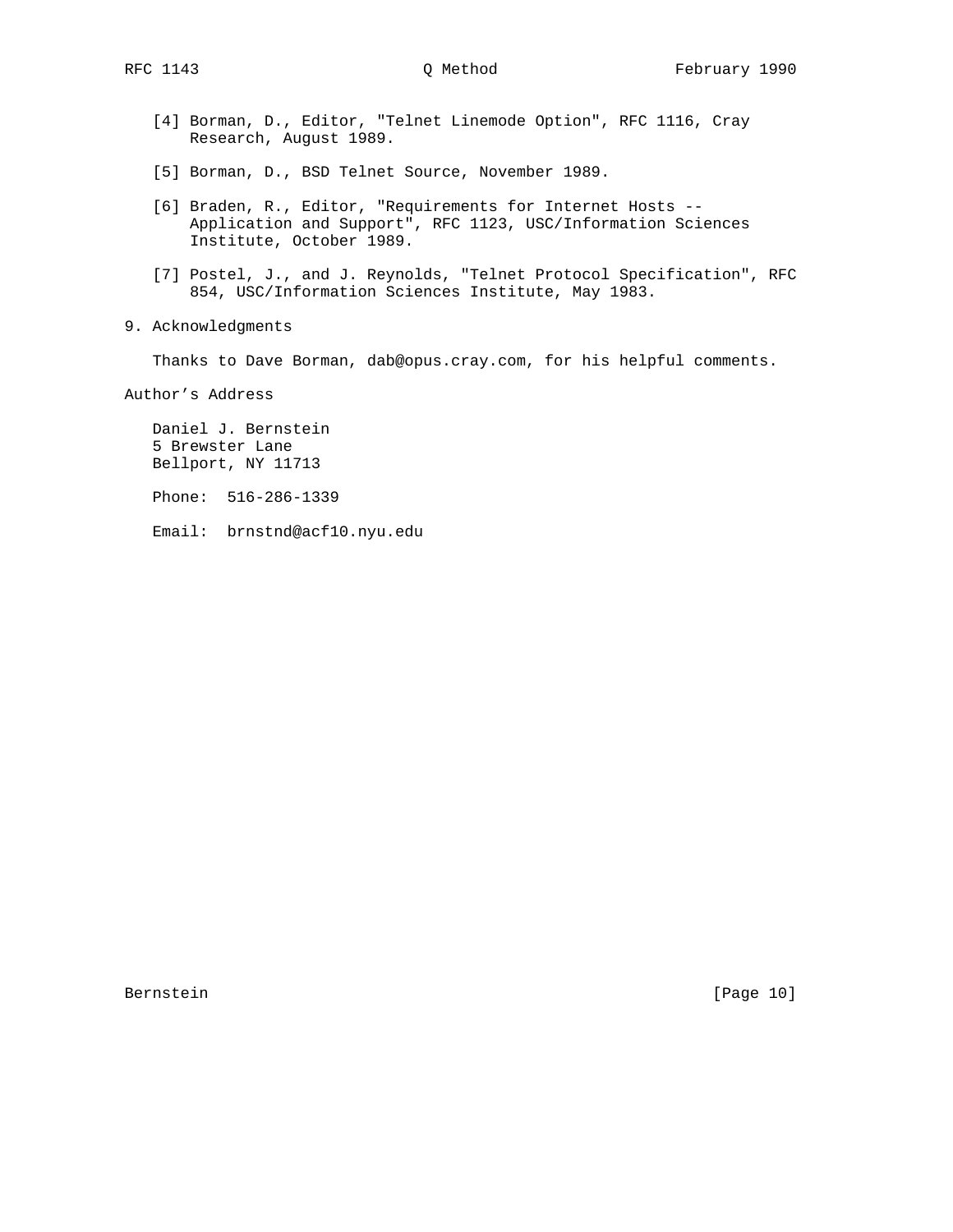[4] Borman, D., Editor, "Telnet Linemode Option", RFC 1116, Cray Research, August 1989.

[5] Borman, D., BSD Telnet Source, November 1989.

[6] Braden, R., Editor, "Requirements for Internet Hosts -- Application and Support", RFC 1123, USC/Information Sciences Institute, October 1989.

[7] Postel, J., and J. Reynolds, "Telnet Protocol Specification", RFC 854, USC/Information Sciences Institute, May 1983.

## 9. Acknowledgments

Thanks to Dave Borman, dab@opus.cray.com, for his helpful comments.

## Author's Address

Daniel J. Bernstein
5 Brewster Lane
Bellport, NY 11713

Phone: 516-286-1339

Email: brnstnd@acf10.nyu.edu